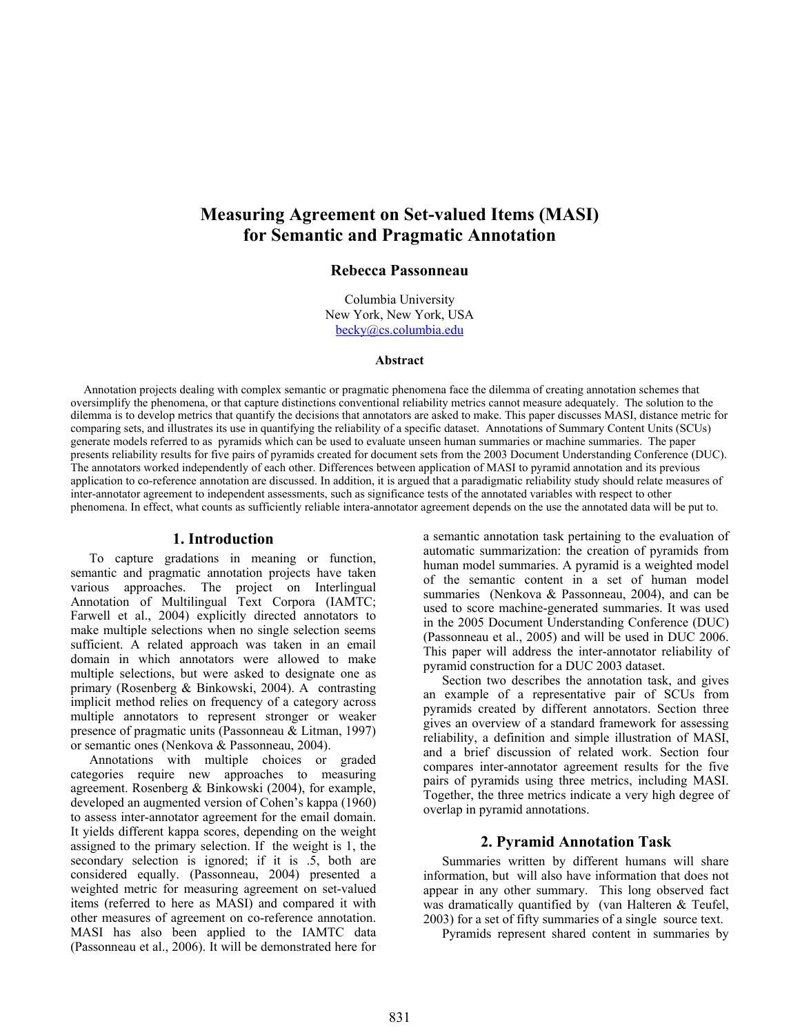# Measuring Agreement on Set-valued Items (MASI) for Semantic and Pragmatic Annotation

**Rebecca Passonneau**

Columbia University
New York, New York, USA
becky@cs.columbia.edu

### Abstract

Annotation projects dealing with complex semantic or pragmatic phenomena face the dilemma of creating annotation schemes that oversimplify the phenomena, or that capture distinctions conventional reliability metrics cannot measure adequately. The solution to the dilemma is to develop metrics that quantify the decisions that annotators are asked to make. This paper discusses MASI, distance metric for comparing sets, and illustrates its use in quantifying the reliability of a specific dataset. Annotations of Summary Content Units (SCUs) generate models referred to as pyramids which can be used to evaluate unseen human summaries or machine summaries. The paper presents reliability results for five pairs of pyramids created for document sets from the 2003 Document Understanding Conference (DUC). The annotators worked independently of each other. Differences between application of MASI to pyramid annotation and its previous application to co-reference annotation are discussed. In addition, it is argued that a paradigmatic reliability study should relate measures of inter-annotator agreement to independent assessments, such as significance tests of the annotated variables with respect to other phenomena. In effect, what counts as sufficiently reliable intera-annotator agreement depends on the use the annotated data will be put to.

## 1. Introduction

To capture gradations in meaning or function, semantic and pragmatic annotation projects have taken various approaches. The project on Interlingual Annotation of Multilingual Text Corpora (IAMTC; Farwell et al., 2004) explicitly directed annotators to make multiple selections when no single selection seems sufficient. A related approach was taken in an email domain in which annotators were allowed to make multiple selections, but were asked to designate one as primary (Rosenberg & Binkowski, 2004). A contrasting implicit method relies on frequency of a category across multiple annotators to represent stronger or weaker presence of pragmatic units (Passonneau & Litman, 1997) or semantic ones (Nenkova & Passonneau, 2004).

Annotations with multiple choices or graded categories require new approaches to measuring agreement. Rosenberg & Binkowski (2004), for example, developed an augmented version of Cohen's kappa (1960) to assess inter-annotator agreement for the email domain. It yields different kappa scores, depending on the weight assigned to the primary selection. If the weight is 1, the secondary selection is ignored; if it is .5, both are considered equally. (Passonneau, 2004) presented a weighted metric for measuring agreement on set-valued items (referred to here as MASI) and compared it with other measures of agreement on co-reference annotation. MASI has also been applied to the IAMTC data (Passonneau et al., 2006). It will be demonstrated here for a semantic annotation task pertaining to the evaluation of automatic summarization: the creation of pyramids from human model summaries. A pyramid is a weighted model of the semantic content in a set of human model summaries (Nenkova & Passonneau, 2004), and can be used to score machine-generated summaries. It was used in the 2005 Document Understanding Conference (DUC) (Passonneau et al., 2005) and will be used in DUC 2006. This paper will address the inter-annotator reliability of pyramid construction for a DUC 2003 dataset.

Section two describes the annotation task, and gives an example of a representative pair of SCUs from pyramids created by different annotators. Section three gives an overview of a standard framework for assessing reliability, a definition and simple illustration of MASI, and a brief discussion of related work. Section four compares inter-annotator agreement results for the five pairs of pyramids using three metrics, including MASI. Together, the three metrics indicate a very high degree of overlap in pyramid annotations.

## 2. Pyramid Annotation Task

Summaries written by different humans will share information, but will also have information that does not appear in any other summary. This long observed fact was dramatically quantified by (van Halteren & Teufel, 2003) for a set of fifty summaries of a single source text.

Pyramids represent shared content in summaries by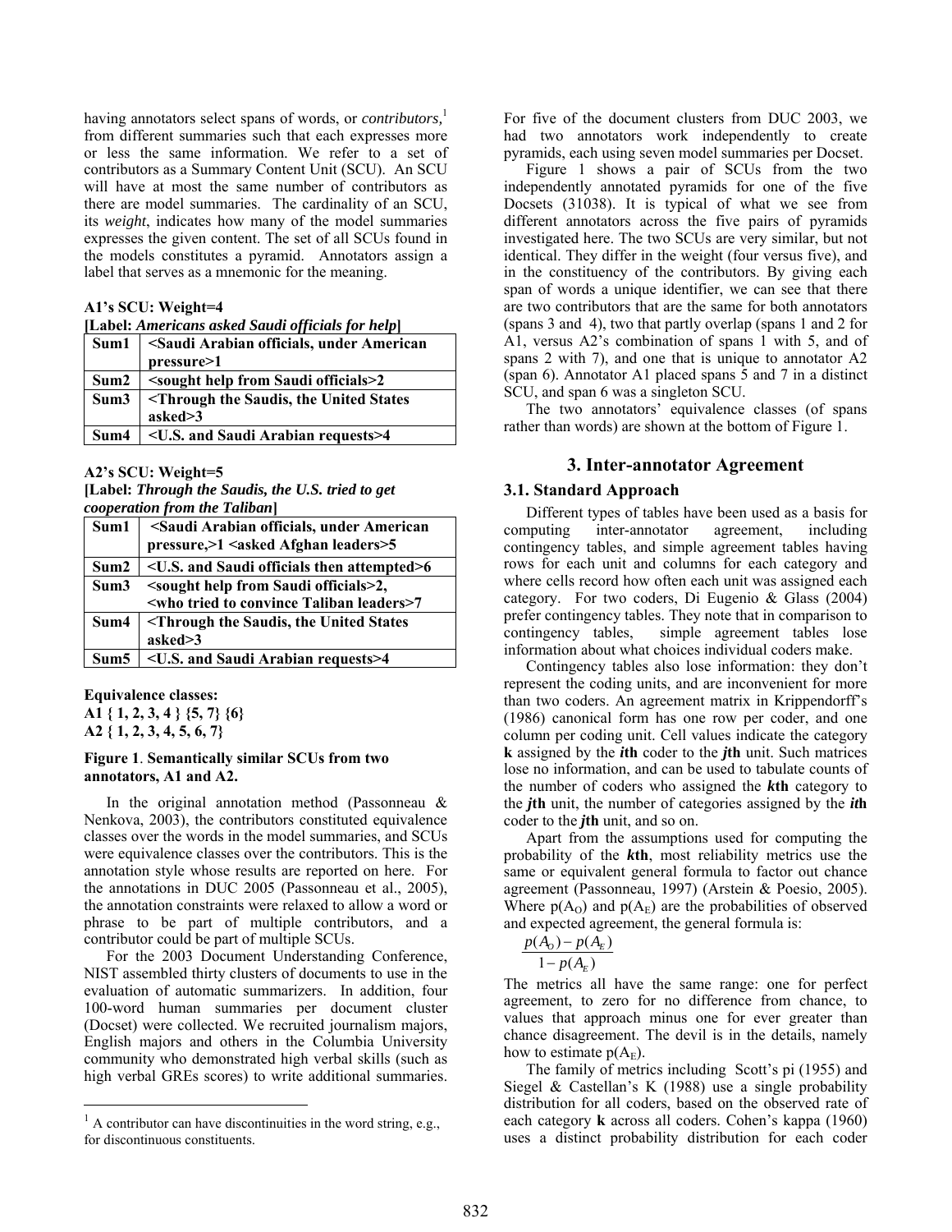having annotators select spans of words, or *contributors,*[1] from different summaries such that each expresses more or less the same information. We refer to a set of contributors as a Summary Content Unit (SCU). An SCU will have at most the same number of contributors as there are model summaries. The cardinality of an SCU, its *weight*, indicates how many of the model summaries expresses the given content. The set of all SCUs found in the models constitutes a pyramid. Annotators assign a label that serves as a mnemonic for the meaning.

**A1's SCU: Weight=4**

**[Label: *Americans asked Saudi officials for help*]**

| | |
|---|---|
| **Sum1** | **<Saudi Arabian officials, under American pressure>1** |
| **Sum2** | **<sought help from Saudi officials>2** |
| **Sum3** | **<Through the Saudis, the United States asked>3** |
| **Sum4** | **<U.S. and Saudi Arabian requests>4** |

**A2's SCU: Weight=5**

**[Label: *Through the Saudis, the U.S. tried to get cooperation from the Taliban*]**

| | |
|---|---|
| **Sum1** | **<Saudi Arabian officials, under American pressure,>1 <asked Afghan leaders>5** |
| **Sum2** | **<U.S. and Saudi officials then attempted>6** |
| **Sum3** | **<sought help from Saudi officials>2, <who tried to convince Taliban leaders>7** |
| **Sum4** | **<Through the Saudis, the United States asked>3** |
| **Sum5** | **<U.S. and Saudi Arabian requests>4** |

**Equivalence classes:**
**A1 { 1, 2, 3, 4 } {5, 7} {6}**
**A2 { 1, 2, 3, 4, 5, 6, 7}**

**Figure 1**. **Semantically similar SCUs from two annotators, A1 and A2.**

In the original annotation method (Passonneau & Nenkova, 2003), the contributors constituted equivalence classes over the words in the model summaries, and SCUs were equivalence classes over the contributors. This is the annotation style whose results are reported on here. For the annotations in DUC 2005 (Passonneau et al., 2005), the annotation constraints were relaxed to allow a word or phrase to be part of multiple contributors, and a contributor could be part of multiple SCUs.

For the 2003 Document Understanding Conference, NIST assembled thirty clusters of documents to use in the evaluation of automatic summarizers. In addition, four 100-word human summaries per document cluster (Docset) were collected. We recruited journalism majors, English majors and others in the Columbia University community who demonstrated high verbal skills (such as high verbal GREs scores) to write additional summaries. For five of the document clusters from DUC 2003, we had two annotators work independently to create pyramids, each using seven model summaries per Docset.

Figure 1 shows a pair of SCUs from the two independently annotated pyramids for one of the five Docsets (31038). It is typical of what we see from different annotators across the five pairs of pyramids investigated here. The two SCUs are very similar, but not identical. They differ in the weight (four versus five), and in the constituency of the contributors. By giving each span of words a unique identifier, we can see that there are two contributors that are the same for both annotators (spans 3 and 4), two that partly overlap (spans 1 and 2 for A1, versus A2's combination of spans 1 with 5, and of spans 2 with 7), and one that is unique to annotator A2 (span 6). Annotator A1 placed spans 5 and 7 in a distinct SCU, and span 6 was a singleton SCU.

The two annotators' equivalence classes (of spans rather than words) are shown at the bottom of Figure 1.

## 3. Inter-annotator Agreement

### 3.1. Standard Approach

Different types of tables have been used as a basis for computing inter-annotator agreement, including contingency tables, and simple agreement tables having rows for each unit and columns for each category and where cells record how often each unit was assigned each category. For two coders, Di Eugenio & Glass (2004) prefer contingency tables. They note that in comparison to contingency tables, simple agreement tables lose information about what choices individual coders make.

Contingency tables also lose information: they don't represent the coding units, and are inconvenient for more than two coders. An agreement matrix in Krippendorff's (1986) canonical form has one row per coder, and one column per coding unit. Cell values indicate the category **k** assigned by the ***i*th** coder to the ***j*th** unit. Such matrices lose no information, and can be used to tabulate counts of the number of coders who assigned the ***k*th** category to the ***j*th** unit, the number of categories assigned by the ***i*th** coder to the ***j*th** unit, and so on.

Apart from the assumptions used for computing the probability of the ***k*th**, most reliability metrics use the same or equivalent general formula to factor out chance agreement (Passonneau, 1997) (Arstein & Poesio, 2005). Where $p(A_O)$ and $p(A_E)$ are the probabilities of observed and expected agreement, the general formula is:

$$\frac{p(A_O) - p(A_E)}{1 - p(A_E)}$$

The metrics all have the same range: one for perfect agreement, to zero for no difference from chance, to values that approach minus one for ever greater than chance disagreement. The devil is in the details, namely how to estimate $p(A_E)$.

The family of metrics including Scott's pi (1955) and Siegel & Castellan's K (1988) use a single probability distribution for all coders, based on the observed rate of each category **k** across all coders. Cohen's kappa (1960) uses a distinct probability distribution for each coder

[1] A contributor can have discontinuities in the word string, e.g., for discontinuous constituents.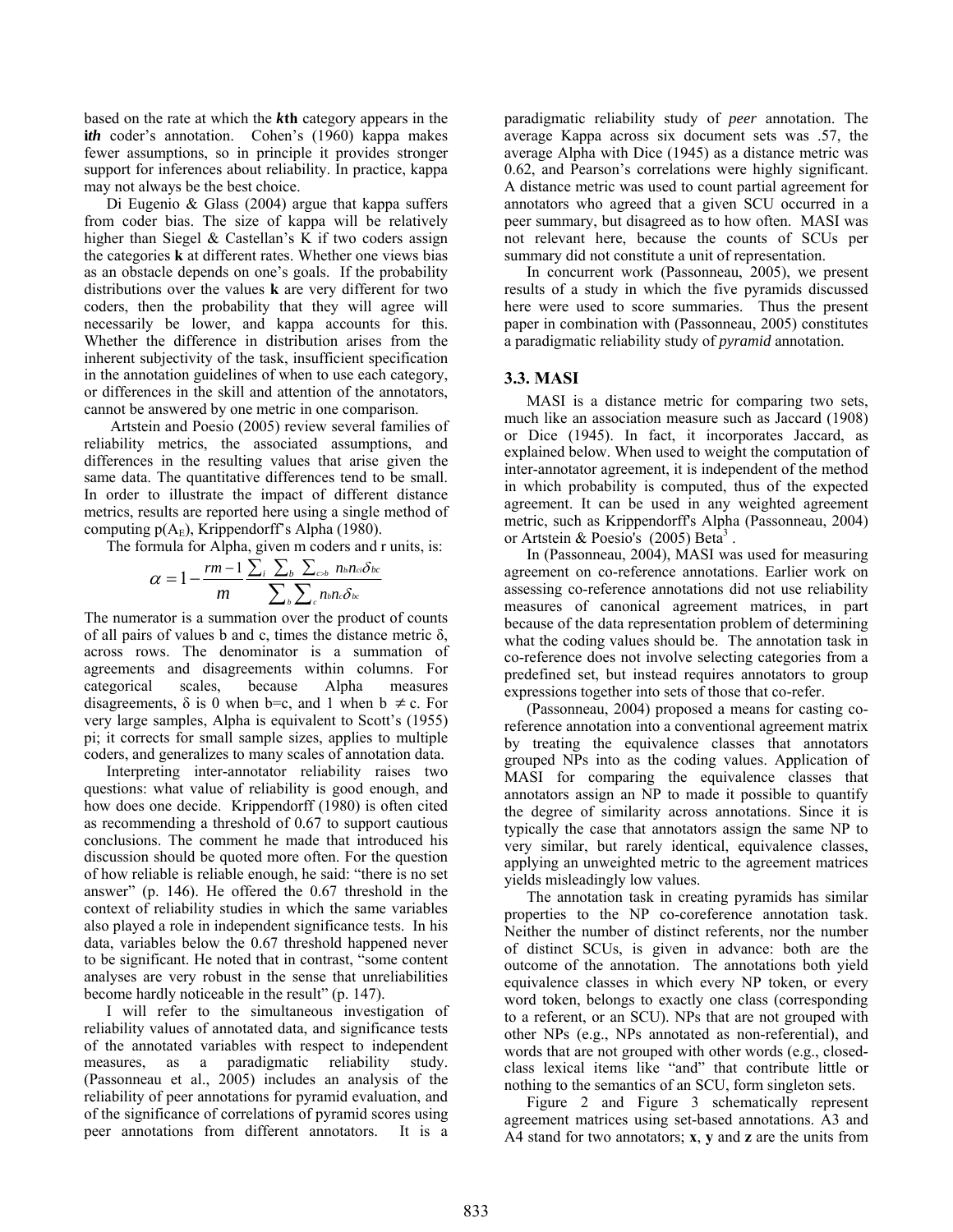based on the rate at which the ***k*th** category appears in the **i*th*** coder's annotation. Cohen's (1960) kappa makes fewer assumptions, so in principle it provides stronger support for inferences about reliability. In practice, kappa may not always be the best choice.

Di Eugenio & Glass (2004) argue that kappa suffers from coder bias. The size of kappa will be relatively higher than Siegel & Castellan's K if two coders assign the categories **k** at different rates. Whether one views bias as an obstacle depends on one's goals. If the probability distributions over the values **k** are very different for two coders, then the probability that they will agree will necessarily be lower, and kappa accounts for this. Whether the difference in distribution arises from the inherent subjectivity of the task, insufficient specification in the annotation guidelines of when to use each category, or differences in the skill and attention of the annotators, cannot be answered by one metric in one comparison.

Artstein and Poesio (2005) review several families of reliability metrics, the associated assumptions, and differences in the resulting values that arise given the same data. The quantitative differences tend to be small. In order to illustrate the impact of different distance metrics, results are reported here using a single method of computing $p(A_E)$, Krippendorff's Alpha (1980).

The formula for Alpha, given m coders and r units, is:

$$\alpha = 1 - \frac{rm-1}{m} \frac{\sum_i \sum_b \sum_{c>b} n_{bi} n_{ci} \delta_{bc}}{\sum_b \sum_c n_b n_c \delta_{bc}}$$

The numerator is a summation over the product of counts of all pairs of values b and c, times the distance metric δ, across rows. The denominator is a summation of agreements and disagreements within columns. For categorical scales, because Alpha measures disagreements, δ is 0 when b=c, and 1 when b ≠ c. For very large samples, Alpha is equivalent to Scott's (1955) pi; it corrects for small sample sizes, applies to multiple coders, and generalizes to many scales of annotation data.

Interpreting inter-annotator reliability raises two questions: what value of reliability is good enough, and how does one decide. Krippendorff (1980) is often cited as recommending a threshold of 0.67 to support cautious conclusions. The comment he made that introduced his discussion should be quoted more often. For the question of how reliable is reliable enough, he said: "there is no set answer" (p. 146). He offered the 0.67 threshold in the context of reliability studies in which the same variables also played a role in independent significance tests. In his data, variables below the 0.67 threshold happened never to be significant. He noted that in contrast, "some content analyses are very robust in the sense that unreliabilities become hardly noticeable in the result" (p. 147).

I will refer to the simultaneous investigation of reliability values of annotated data, and significance tests of the annotated variables with respect to independent measures, as a paradigmatic reliability study. (Passonneau et al., 2005) includes an analysis of the reliability of peer annotations for pyramid evaluation, and of the significance of correlations of pyramid scores using peer annotations from different annotators. It is a paradigmatic reliability study of *peer* annotation. The average Kappa across six document sets was .57, the average Alpha with Dice (1945) as a distance metric was 0.62, and Pearson's correlations were highly significant. A distance metric was used to count partial agreement for annotators who agreed that a given SCU occurred in a peer summary, but disagreed as to how often. MASI was not relevant here, because the counts of SCUs per summary did not constitute a unit of representation.

In concurrent work (Passonneau, 2005), we present results of a study in which the five pyramids discussed here were used to score summaries. Thus the present paper in combination with (Passonneau, 2005) constitutes a paradigmatic reliability study of *pyramid* annotation.

### 3.3. MASI

MASI is a distance metric for comparing two sets, much like an association measure such as Jaccard (1908) or Dice (1945). In fact, it incorporates Jaccard, as explained below. When used to weight the computation of inter-annotator agreement, it is independent of the method in which probability is computed, thus of the expected agreement. It can be used in any weighted agreement metric, such as Krippendorff's Alpha (Passonneau, 2004) or Artstein & Poesio's (2005) Beta[3].

In (Passonneau, 2004), MASI was used for measuring agreement on co-reference annotations. Earlier work on assessing co-reference annotations did not use reliability measures of canonical agreement matrices, in part because of the data representation problem of determining what the coding values should be. The annotation task in co-reference does not involve selecting categories from a predefined set, but instead requires annotators to group expressions together into sets of those that co-refer.

(Passonneau, 2004) proposed a means for casting co-reference annotation into a conventional agreement matrix by treating the equivalence classes that annotators grouped NPs into as the coding values. Application of MASI for comparing the equivalence classes that annotators assign an NP to made it possible to quantify the degree of similarity across annotations. Since it is typically the case that annotators assign the same NP to very similar, but rarely identical, equivalence classes, applying an unweighted metric to the agreement matrices yields misleadingly low values.

The annotation task in creating pyramids has similar properties to the NP co-coreference annotation task. Neither the number of distinct referents, nor the number of distinct SCUs, is given in advance: both are the outcome of the annotation. The annotations both yield equivalence classes in which every NP token, or every word token, belongs to exactly one class (corresponding to a referent, or an SCU). NPs that are not grouped with other NPs (e.g., NPs annotated as non-referential), and words that are not grouped with other words (e.g., closed-class lexical items like "and" that contribute little or nothing to the semantics of an SCU, form singleton sets.

Figure 2 and Figure 3 schematically represent agreement matrices using set-based annotations. A3 and A4 stand for two annotators; **x**, **y** and **z** are the units from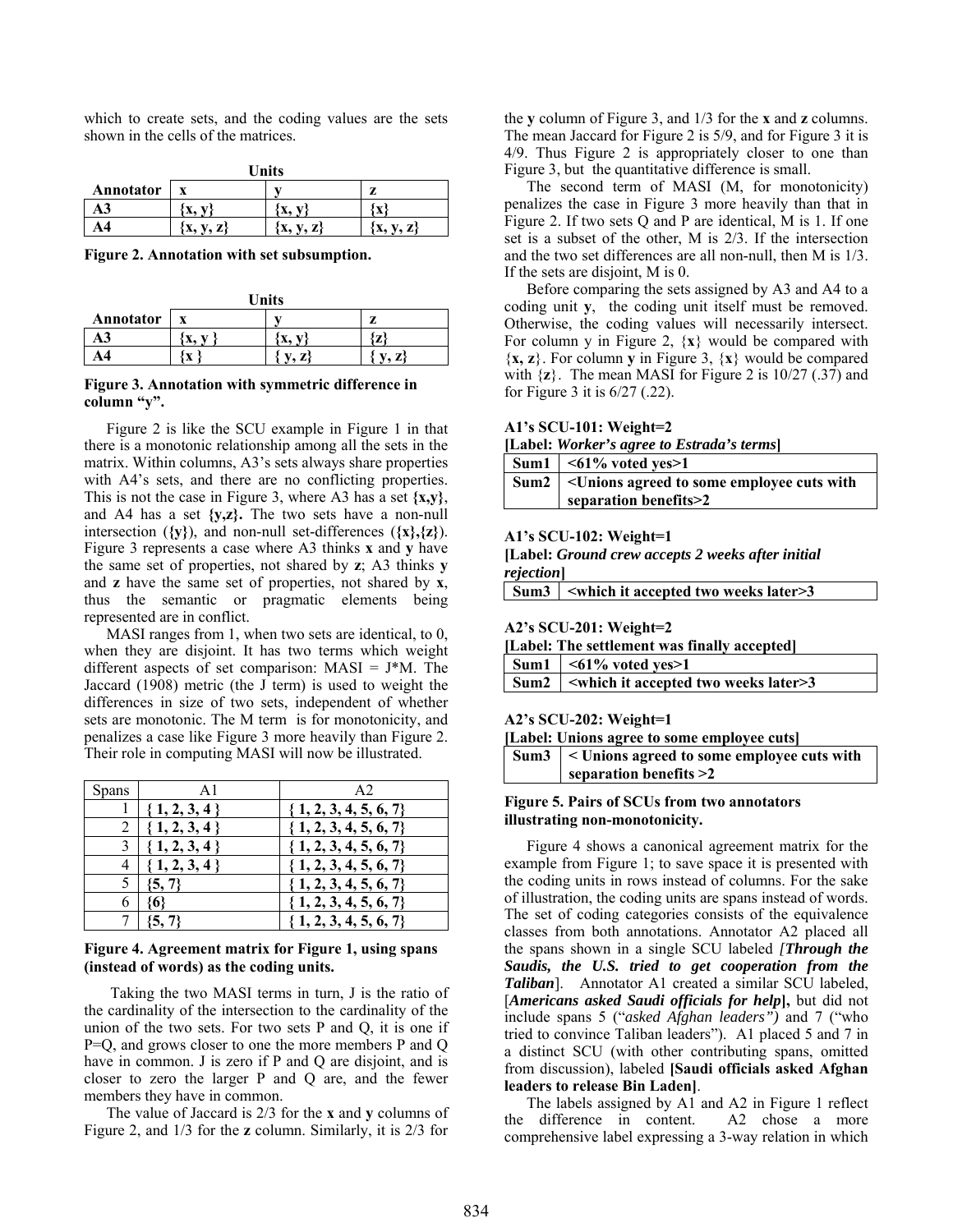which to create sets, and the coding values are the sets shown in the cells of the matrices.

| | Units | | |
|---|---|---|---|
| **Annotator** | **x** | **y** | **z** |
| **A3** | **{x, y}** | **{x, y}** | **{x}** |
| **A4** | **{x, y, z}** | **{x, y, z}** | **{x, y, z}** |

**Figure 2. Annotation with set subsumption.**

| | Units | | |
|---|---|---|---|
| **Annotator** | **x** | **y** | **z** |
| **A3** | **{x, y }** | **{x, y}** | **{z}** |
| **A4** | **{x }** | **{ y, z}** | **{ y, z}** |

**Figure 3. Annotation with symmetric difference in column "y".**

Figure 2 is like the SCU example in Figure 1 in that there is a monotonic relationship among all the sets in the matrix. Within columns, A3's sets always share properties with A4's sets, and there are no conflicting properties. This is not the case in Figure 3, where A3 has a set **{x,y}**, and A4 has a set **{y,z}.** The two sets have a non-null intersection (**{y}**), and non-null set-differences (**{x}**,**{z}**). Figure 3 represents a case where A3 thinks **x** and **y** have the same set of properties, not shared by **z**; A3 thinks **y** and **z** have the same set of properties, not shared by **x**, thus the semantic or pragmatic elements being represented are in conflict.

MASI ranges from 1, when two sets are identical, to 0, when they are disjoint. It has two terms which weight different aspects of set comparison: MASI = J*M. The Jaccard (1908) metric (the J term) is used to weight the differences in size of two sets, independent of whether sets are monotonic. The M term is for monotonicity, and penalizes a case like Figure 3 more heavily than Figure 2. Their role in computing MASI will now be illustrated.

| Spans | A1 | A2 |
|---|---|---|
| 1 | **{ 1, 2, 3, 4 }** | **{ 1, 2, 3, 4, 5, 6, 7}** |
| 2 | **{ 1, 2, 3, 4 }** | **{ 1, 2, 3, 4, 5, 6, 7}** |
| 3 | **{ 1, 2, 3, 4 }** | **{ 1, 2, 3, 4, 5, 6, 7}** |
| 4 | **{ 1, 2, 3, 4 }** | **{ 1, 2, 3, 4, 5, 6, 7}** |
| 5 | **{5, 7}** | **{ 1, 2, 3, 4, 5, 6, 7}** |
| 6 | **{6}** | **{ 1, 2, 3, 4, 5, 6, 7}** |
| 7 | **{5, 7}** | **{ 1, 2, 3, 4, 5, 6, 7}** |

**Figure 4. Agreement matrix for Figure 1, using spans (instead of words) as the coding units.**

Taking the two MASI terms in turn, J is the ratio of the cardinality of the intersection to the cardinality of the union of the two sets. For two sets P and Q, it is one if P=Q, and grows closer to one the more members P and Q have in common. J is zero if P and Q are disjoint, and is closer to zero the larger P and Q are, and the fewer members they have in common.

The value of Jaccard is 2/3 for the **x** and **y** columns of Figure 2, and 1/3 for the **z** column. Similarly, it is 2/3 for the **y** column of Figure 3, and 1/3 for the **x** and **z** columns. The mean Jaccard for Figure 2 is 5/9, and for Figure 3 it is 4/9. Thus Figure 2 is appropriately closer to one than Figure 3, but the quantitative difference is small.

The second term of MASI (M, for monotonicity) penalizes the case in Figure 3 more heavily than that in Figure 2. If two sets Q and P are identical, M is 1. If one set is a subset of the other, M is 2/3. If the intersection and the two set differences are all non-null, then M is 1/3. If the sets are disjoint, M is 0.

Before comparing the sets assigned by A3 and A4 to a coding unit **y**, the coding unit itself must be removed. Otherwise, the coding values will necessarily intersect. For column y in Figure 2, {**x**} would be compared with {**x, z**}. For column **y** in Figure 3, {**x**} would be compared with {**z**}. The mean MASI for Figure 2 is 10/27 (.37) and for Figure 3 it is 6/27 (.22).

**A1's SCU-101: Weight=2**

**[Label: *Worker's agree to Estrada's terms*]**

| | |
|---|---|
| **Sum1** | **<61% voted yes>1** |
| **Sum2** | **<Unions agreed to some employee cuts with separation benefits>2** |

**A1's SCU-102: Weight=1**

**[Label: *Ground crew accepts 2 weeks after initial rejection*]**

| | |
|---|---|
| **Sum3** | **<which it accepted two weeks later>3** |

**A2's SCU-201: Weight=2**

**[Label: The settlement was finally accepted]**

| | |
|---|---|
| **Sum1** | **<61% voted yes>1** |
| **Sum2** | **<which it accepted two weeks later>3** |

**A2's SCU-202: Weight=1**

**[Label: Unions agree to some employee cuts]**

| | |
|---|---|
| **Sum3** | **< Unions agreed to some employee cuts with separation benefits >2** |

**Figure 5. Pairs of SCUs from two annotators illustrating non-monotonicity.**

Figure 4 shows a canonical agreement matrix for the example from Figure 1; to save space it is presented with the coding units in rows instead of columns. For the sake of illustration, the coding units are spans instead of words. The set of coding categories consists of the equivalence classes from both annotations. Annotator A2 placed all the spans shown in a single SCU labeled ***[Through the Saudis, the U.S. tried to get cooperation from the Taliban***]. Annotator A1 created a similar SCU labeled, [***Americans asked Saudi officials for help*]**, but did not include spans 5 ("*asked Afghan leaders")* and 7 ("who tried to convince Taliban leaders"). A1 placed 5 and 7 in a distinct SCU (with other contributing spans, omitted from discussion), labeled **[Saudi officials asked Afghan leaders to release Bin Laden]**.

The labels assigned by A1 and A2 in Figure 1 reflect the difference in content. A2 chose a more comprehensive label expressing a 3-way relation in which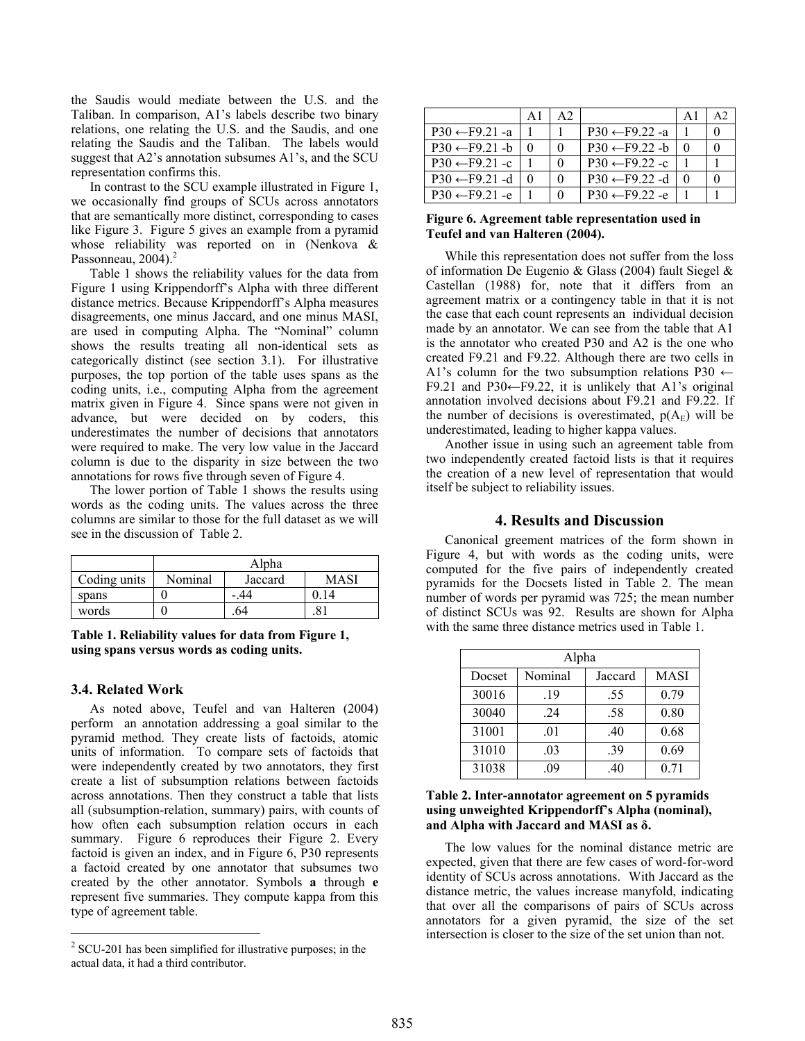the Saudis would mediate between the U.S. and the Taliban. In comparison, A1's labels describe two binary relations, one relating the U.S. and the Saudis, and one relating the Saudis and the Taliban. The labels would suggest that A2's annotation subsumes A1's, and the SCU representation confirms this.

In contrast to the SCU example illustrated in Figure 1, we occasionally find groups of SCUs across annotators that are semantically more distinct, corresponding to cases like Figure 3. Figure 5 gives an example from a pyramid whose reliability was reported on in (Nenkova & Passonneau, 2004).[2]

Table 1 shows the reliability values for the data from Figure 1 using Krippendorff's Alpha with three different distance metrics. Because Krippendorff's Alpha measures disagreements, one minus Jaccard, and one minus MASI, are used in computing Alpha. The "Nominal" column shows the results treating all non-identical sets as categorically distinct (see section 3.1). For illustrative purposes, the top portion of the table uses spans as the coding units, i.e., computing Alpha from the agreement matrix given in Figure 4. Since spans were not given in advance, but were decided on by coders, this underestimates the number of decisions that annotators were required to make. The very low value in the Jaccard column is due to the disparity in size between the two annotations for rows five through seven of Figure 4.

The lower portion of Table 1 shows the results using words as the coding units. The values across the three columns are similar to those for the full dataset as we will see in the discussion of Table 2.

| | Alpha | | |
|---|---|---|---|
| Coding units | Nominal | Jaccard | MASI |
| spans | 0 | -.44 | 0.14 |
| words | 0 | .64 | .81 |

**Table 1. Reliability values for data from Figure 1, using spans versus words as coding units.**

### 3.4. Related Work

As noted above, Teufel and van Halteren (2004) perform an annotation addressing a goal similar to the pyramid method. They create lists of factoids, atomic units of information. To compare sets of factoids that were independently created by two annotators, they first create a list of subsumption relations between factoids across annotations. Then they construct a table that lists all (subsumption-relation, summary) pairs, with counts of how often each subsumption relation occurs in each summary. Figure 6 reproduces their Figure 2. Every factoid is given an index, and in Figure 6, P30 represents a factoid created by one annotator that subsumes two created by the other annotator. Symbols **a** through **e** represent five summaries. They compute kappa from this type of agreement table.

[2] SCU-201 has been simplified for illustrative purposes; in the actual data, it had a third contributor.

| | A1 | A2 | | A1 | A2 |
|---|---|---|---|---|---|
| P30 ←F9.21 -a | 1 | 1 | P30 ←F9.22 -a | 1 | 0 |
| P30 ←F9.21 -b | 0 | 0 | P30 ←F9.22 -b | 0 | 0 |
| P30 ←F9.21 -c | 1 | 0 | P30 ←F9.22 -c | 1 | 1 |
| P30 ←F9.21 -d | 0 | 0 | P30 ←F9.22 -d | 0 | 0 |
| P30 ←F9.21 -e | 1 | 0 | P30 ←F9.22 -e | 1 | 1 |

**Figure 6. Agreement table representation used in Teufel and van Halteren (2004).**

While this representation does not suffer from the loss of information De Eugenio & Glass (2004) fault Siegel & Castellan (1988) for, note that it differs from an agreement matrix or a contingency table in that it is not the case that each count represents an individual decision made by an annotator. We can see from the table that A1 is the annotator who created P30 and A2 is the one who created F9.21 and F9.22. Although there are two cells in A1's column for the two subsumption relations P30 ← F9.21 and P30←F9.22, it is unlikely that A1's original annotation involved decisions about F9.21 and F9.22. If the number of decisions is overestimated, $p(A_E)$ will be underestimated, leading to higher kappa values.

Another issue in using such an agreement table from two independently created factoid lists is that it requires the creation of a new level of representation that would itself be subject to reliability issues.

## 4. Results and Discussion

Canonical greement matrices of the form shown in Figure 4, but with words as the coding units, were computed for the five pairs of independently created pyramids for the Docsets listed in Table 2. The mean number of words per pyramid was 725; the mean number of distinct SCUs was 92. Results are shown for Alpha with the same three distance metrics used in Table 1.

| Alpha | | | |
|---|---|---|---|
| Docset | Nominal | Jaccard | MASI |
| 30016 | .19 | .55 | 0.79 |
| 30040 | .24 | .58 | 0.80 |
| 31001 | .01 | .40 | 0.68 |
| 31010 | .03 | .39 | 0.69 |
| 31038 | .09 | .40 | 0.71 |

**Table 2. Inter-annotator agreement on 5 pyramids using unweighted Krippendorff's Alpha (nominal), and Alpha with Jaccard and MASI as δ.**

The low values for the nominal distance metric are expected, given that there are few cases of word-for-word identity of SCUs across annotations. With Jaccard as the distance metric, the values increase manyfold, indicating that over all the comparisons of pairs of SCUs across annotators for a given pyramid, the size of the set intersection is closer to the size of the set union than not.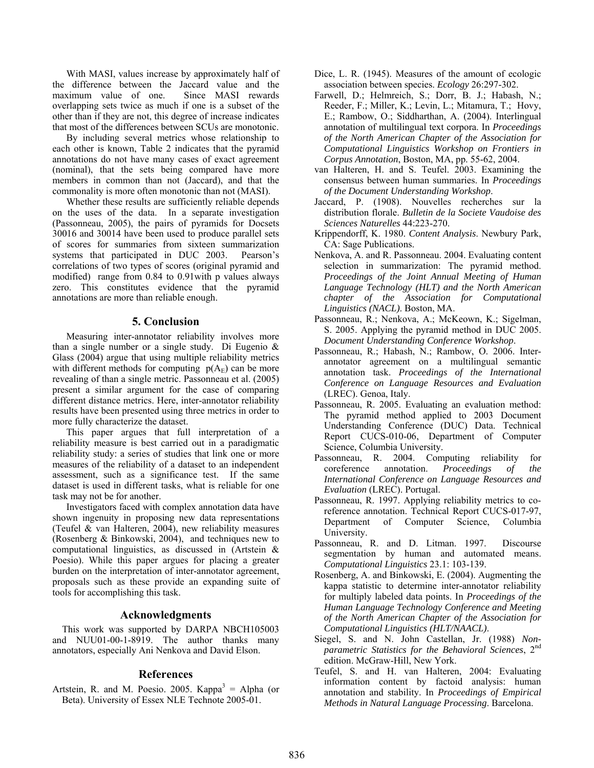With MASI, values increase by approximately half of the difference between the Jaccard value and the maximum value of one. Since MASI rewards overlapping sets twice as much if one is a subset of the other than if they are not, this degree of increase indicates that most of the differences between SCUs are monotonic.

By including several metrics whose relationship to each other is known, Table 2 indicates that the pyramid annotations do not have many cases of exact agreement (nominal), that the sets being compared have more members in common than not (Jaccard), and that the commonality is more often monotonic than not (MASI).

Whether these results are sufficiently reliable depends on the uses of the data. In a separate investigation (Passonneau, 2005), the pairs of pyramids for Docsets 30016 and 30014 have been used to produce parallel sets of scores for summaries from sixteen summarization systems that participated in DUC 2003. Pearson's correlations of two types of scores (original pyramid and modified) range from 0.84 to 0.91with p values always zero. This constitutes evidence that the pyramid annotations are more than reliable enough.

## 5. Conclusion

Measuring inter-annotator reliability involves more than a single number or a single study. Di Eugenio & Glass (2004) argue that using multiple reliability metrics with different methods for computing $p(A_E)$ can be more revealing of than a single metric. Passonneau et al. (2005) present a similar argument for the case of comparing different distance metrics. Here, inter-annotator reliability results have been presented using three metrics in order to more fully characterize the dataset.

This paper argues that full interpretation of a reliability measure is best carried out in a paradigmatic reliability study: a series of studies that link one or more measures of the reliability of a dataset to an independent assessment, such as a significance test. If the same dataset is used in different tasks, what is reliable for one task may not be for another.

Investigators faced with complex annotation data have shown ingenuity in proposing new data representations (Teufel & van Halteren, 2004), new reliability measures (Rosenberg & Binkowski, 2004), and techniques new to computational linguistics, as discussed in (Artstein & Poesio). While this paper argues for placing a greater burden on the interpretation of inter-annotator agreement, proposals such as these provide an expanding suite of tools for accomplishing this task.

## Acknowledgments

This work was supported by DARPA NBCH105003 and NUU01-00-1-8919. The author thanks many annotators, especially Ani Nenkova and David Elson.

## References

Artstein, R. and M. Poesio. 2005. Kappa[3] = Alpha (or Beta). University of Essex NLE Technote 2005-01.

Dice, L. R. (1945). Measures of the amount of ecologic association between species. *Ecology* 26:297-302.

Farwell, D.; Helmreich, S.; Dorr, B. J.; Habash, N.; Reeder, F.; Miller, K.; Levin, L.; Mitamura, T.; Hovy, E.; Rambow, O.; Siddharthan, A. (2004). Interlingual annotation of multilingual text corpora. In *Proceedings of the North American Chapter of the Association for Computational Linguistics Workshop on Frontiers in Corpus Annotation*, Boston, MA, pp. 55-62, 2004.

van Halteren, H. and S. Teufel. 2003. Examining the consensus between human summaries. In *Proceedings of the Document Understanding Workshop*.

Jaccard, P. (1908). Nouvelles recherches sur la distribution florale. *Bulletin de la Societe Vaudoise des Sciences Naturelles* 44:223-270.

Krippendorff, K. 1980. *Content Analysis*. Newbury Park, CA: Sage Publications.

Nenkova, A. and R. Passonneau. 2004. Evaluating content selection in summarization: The pyramid method. *Proceedings of the Joint Annual Meeting of Human Language Technology (HLT) and the North American chapter of the Association for Computational Linguistics (NACL)*. Boston, MA.

Passonneau, R.; Nenkova, A.; McKeown, K.; Sigelman, S. 2005. Applying the pyramid method in DUC 2005. *Document Understanding Conference Workshop*.

Passonneau, R.; Habash, N.; Rambow, O. 2006. Inter-annotator agreement on a multilingual semantic annotation task. *Proceedings of the International Conference on Language Resources and Evaluation* (LREC). Genoa, Italy.

Passonneau, R. 2005. Evaluating an evaluation method: The pyramid method applied to 2003 Document Understanding Conference (DUC) Data. Technical Report CUCS-010-06, Department of Computer Science, Columbia University.

Passonneau, R. 2004. Computing reliability for coreference annotation. *Proceedings of the International Conference on Language Resources and Evaluation* (LREC). Portugal.

Passonneau, R. 1997. Applying reliability metrics to co-reference annotation. Technical Report CUCS-017-97, Department of Computer Science, Columbia University.

Passonneau, R. and D. Litman. 1997. Discourse segmentation by human and automated means. *Computational Linguistics* 23.1: 103-139.

Rosenberg, A. and Binkowski, E. (2004). Augmenting the kappa statistic to determine inter-annotator reliability for multiply labeled data points. In *Proceedings of the Human Language Technology Conference and Meeting of the North American Chapter of the Association for Computational Linguistics (HLT/NAACL)*.

Siegel, S. and N. John Castellan, Jr. (1988) *Non-parametric Statistics for the Behavioral Sciences*, 2[nd] edition. McGraw-Hill, New York.

Teufel, S. and H. van Halteren, 2004: Evaluating information content by factoid analysis: human annotation and stability. In *Proceedings of Empirical Methods in Natural Language Processing*. Barcelona.